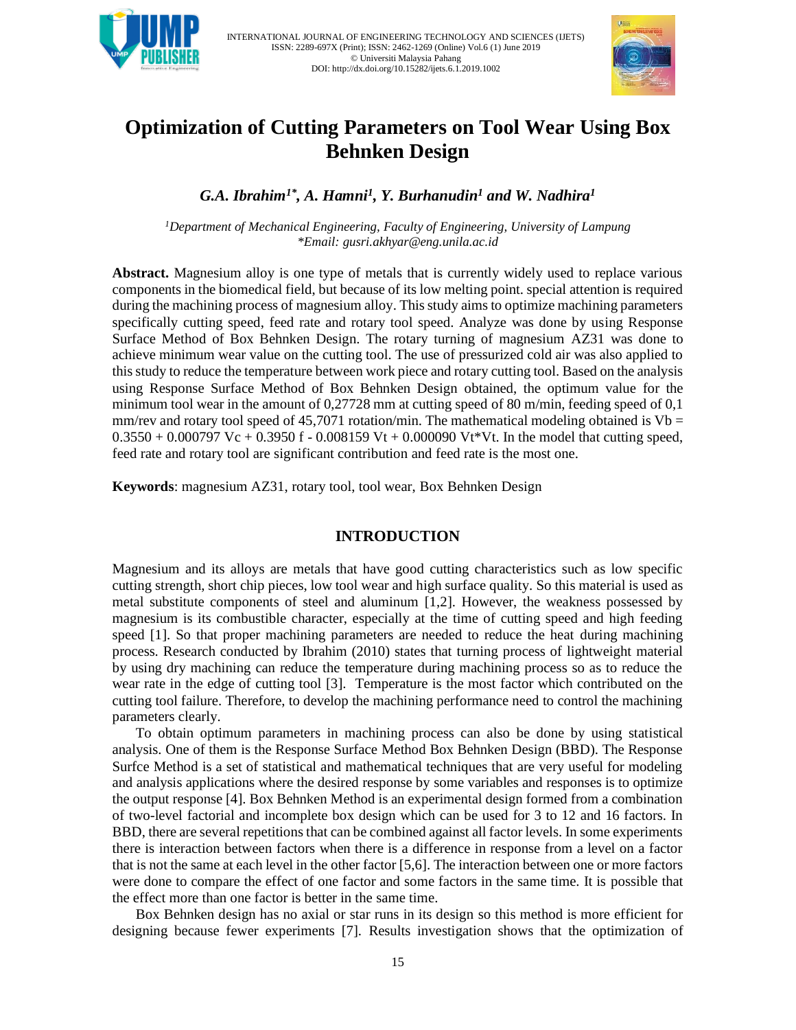# Optimization of Cutting Parameters on Tool Wear Using Box Behnken Design

***G.A. Ibrahim[1*], A. Hamni[1], Y. Burhanudin[1] and W. Nadhira[1]***

*[1]Department of Mechanical Engineering, Faculty of Engineering, University of Lampung*
*\*Email: gusri.akhyar@eng.unila.ac.id*

**Abstract.** Magnesium alloy is one type of metals that is currently widely used to replace various components in the biomedical field, but because of its low melting point. special attention is required during the machining process of magnesium alloy. This study aims to optimize machining parameters specifically cutting speed, feed rate and rotary tool speed. Analyze was done by using Response Surface Method of Box Behnken Design. The rotary turning of magnesium AZ31 was done to achieve minimum wear value on the cutting tool. The use of pressurized cold air was also applied to this study to reduce the temperature between work piece and rotary cutting tool. Based on the analysis using Response Surface Method of Box Behnken Design obtained, the optimum value for the minimum tool wear in the amount of 0,27728 mm at cutting speed of 80 m/min, feeding speed of 0,1 mm/rev and rotary tool speed of 45,7071 rotation/min. The mathematical modeling obtained is $Vb = 0.3550 + 0.000797\ Vc + 0.3950\ f - 0.008159\ Vt + 0.000090\ Vt*Vt$. In the model that cutting speed, feed rate and rotary tool are significant contribution and feed rate is the most one.

**Keywords**: magnesium AZ31, rotary tool, tool wear, Box Behnken Design

## INTRODUCTION

Magnesium and its alloys are metals that have good cutting characteristics such as low specific cutting strength, short chip pieces, low tool wear and high surface quality. So this material is used as metal substitute components of steel and aluminum [1,2]. However, the weakness possessed by magnesium is its combustible character, especially at the time of cutting speed and high feeding speed [1]. So that proper machining parameters are needed to reduce the heat during machining process. Research conducted by Ibrahim (2010) states that turning process of lightweight material by using dry machining can reduce the temperature during machining process so as to reduce the wear rate in the edge of cutting tool [3]. Temperature is the most factor which contributed on the cutting tool failure. Therefore, to develop the machining performance need to control the machining parameters clearly.

To obtain optimum parameters in machining process can also be done by using statistical analysis. One of them is the Response Surface Method Box Behnken Design (BBD). The Response Surfce Method is a set of statistical and mathematical techniques that are very useful for modeling and analysis applications where the desired response by some variables and responses is to optimize the output response [4]. Box Behnken Method is an experimental design formed from a combination of two-level factorial and incomplete box design which can be used for 3 to 12 and 16 factors. In BBD, there are several repetitions that can be combined against all factor levels. In some experiments there is interaction between factors when there is a difference in response from a level on a factor that is not the same at each level in the other factor [5,6]. The interaction between one or more factors were done to compare the effect of one factor and some factors in the same time. It is possible that the effect more than one factor is better in the same time.

Box Behnken design has no axial or star runs in its design so this method is more efficient for designing because fewer experiments [7]. Results investigation shows that the optimization of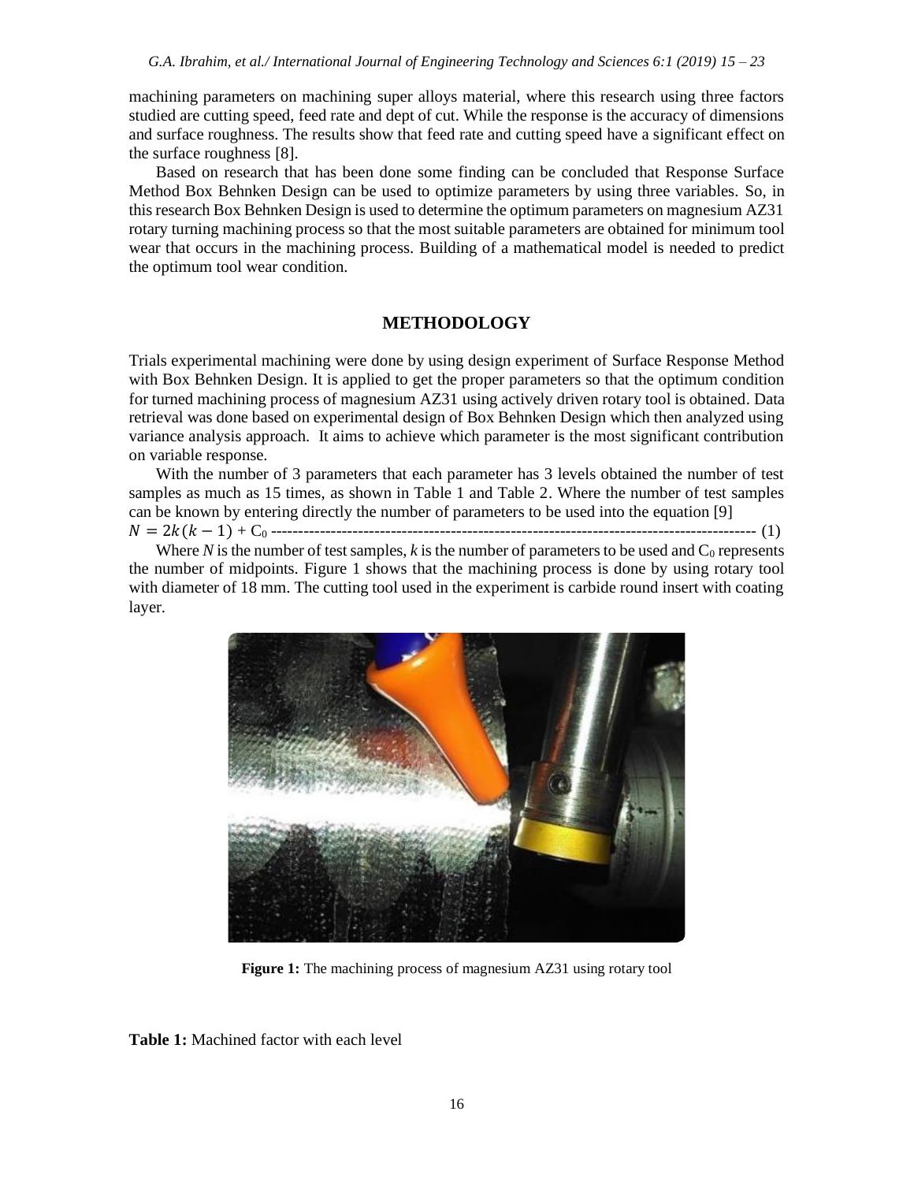machining parameters on machining super alloys material, where this research using three factors studied are cutting speed, feed rate and dept of cut. While the response is the accuracy of dimensions and surface roughness. The results show that feed rate and cutting speed have a significant effect on the surface roughness [8].

Based on research that has been done some finding can be concluded that Response Surface Method Box Behnken Design can be used to optimize parameters by using three variables. So, in this research Box Behnken Design is used to determine the optimum parameters on magnesium AZ31 rotary turning machining process so that the most suitable parameters are obtained for minimum tool wear that occurs in the machining process. Building of a mathematical model is needed to predict the optimum tool wear condition.

## METHODOLOGY

Trials experimental machining were done by using design experiment of Surface Response Method with Box Behnken Design. It is applied to get the proper parameters so that the optimum condition for turned machining process of magnesium AZ31 using actively driven rotary tool is obtained. Data retrieval was done based on experimental design of Box Behnken Design which then analyzed using variance analysis approach. It aims to achieve which parameter is the most significant contribution on variable response.

With the number of 3 parameters that each parameter has 3 levels obtained the number of test samples as much as 15 times, as shown in Table 1 and Table 2. Where the number of test samples can be known by entering directly the number of parameters to be used into the equation [9]

$$N = 2k(k-1) + C_0 \quad (1)$$

Where $N$ is the number of test samples, $k$ is the number of parameters to be used and $C_0$ represents the number of midpoints. Figure 1 shows that the machining process is done by using rotary tool with diameter of 18 mm. The cutting tool used in the experiment is carbide round insert with coating layer.

**Figure 1:** The machining process of magnesium AZ31 using rotary tool

**Table 1:** Machined factor with each level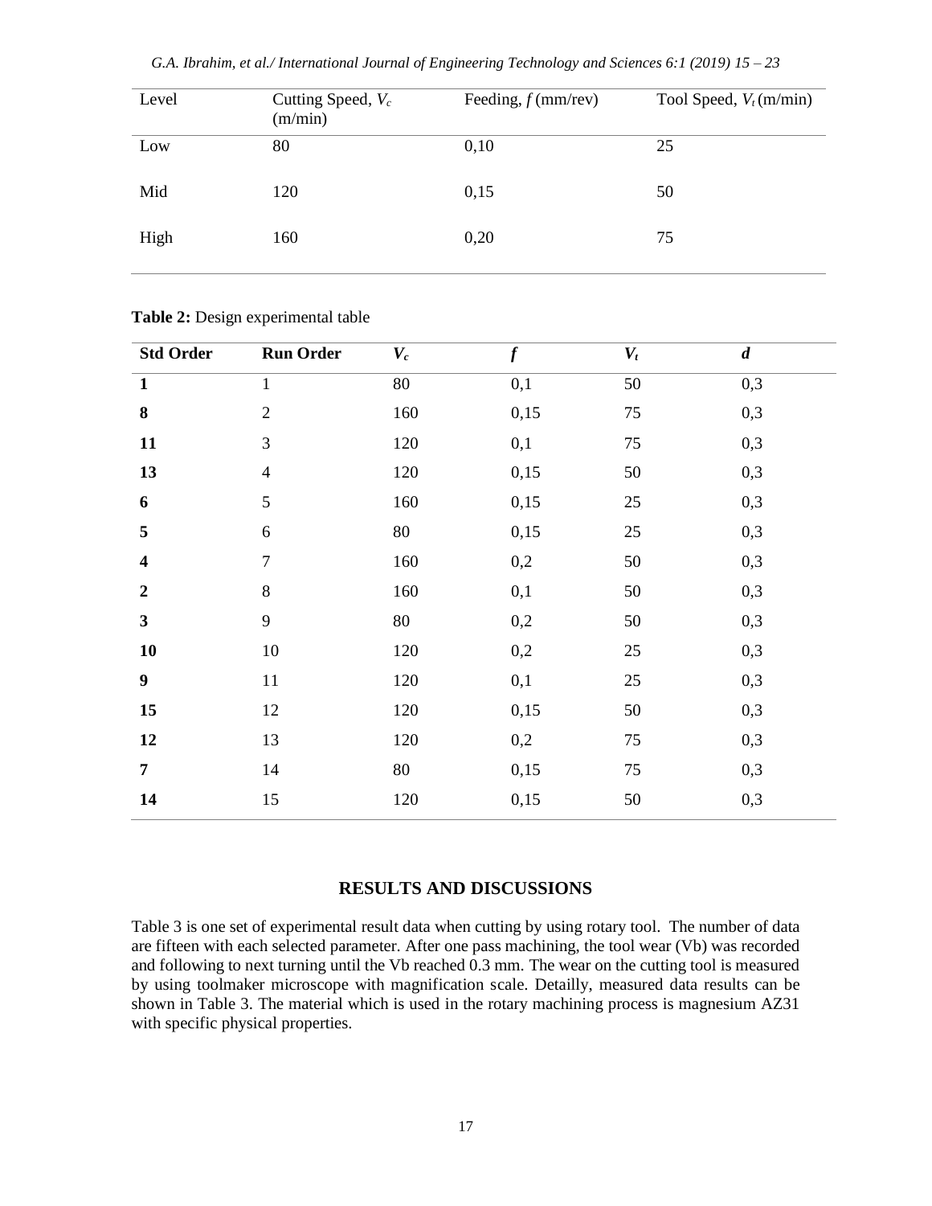| Level | Cutting Speed, $V_c$ (m/min) | Feeding, $f$ (mm/rev) | Tool Speed, $V_t$ (m/min) |
|---|---|---|---|
| Low | 80 | 0,10 | 25 |
| Mid | 120 | 0,15 | 50 |
| High | 160 | 0,20 | 75 |

**Table 2:** Design experimental table

| **Std Order** | **Run Order** | $V_c$ | $f$ | $V_t$ | $d$ |
|---|---|---|---|---|---|
| **1** | 1 | 80 | 0,1 | 50 | 0,3 |
| **8** | 2 | 160 | 0,15 | 75 | 0,3 |
| **11** | 3 | 120 | 0,1 | 75 | 0,3 |
| **13** | 4 | 120 | 0,15 | 50 | 0,3 |
| **6** | 5 | 160 | 0,15 | 25 | 0,3 |
| **5** | 6 | 80 | 0,15 | 25 | 0,3 |
| **4** | 7 | 160 | 0,2 | 50 | 0,3 |
| **2** | 8 | 160 | 0,1 | 50 | 0,3 |
| **3** | 9 | 80 | 0,2 | 50 | 0,3 |
| **10** | 10 | 120 | 0,2 | 25 | 0,3 |
| **9** | 11 | 120 | 0,1 | 25 | 0,3 |
| **15** | 12 | 120 | 0,15 | 50 | 0,3 |
| **12** | 13 | 120 | 0,2 | 75 | 0,3 |
| **7** | 14 | 80 | 0,15 | 75 | 0,3 |
| **14** | 15 | 120 | 0,15 | 50 | 0,3 |

## RESULTS AND DISCUSSIONS

Table 3 is one set of experimental result data when cutting by using rotary tool. The number of data are fifteen with each selected parameter. After one pass machining, the tool wear (Vb) was recorded and following to next turning until the Vb reached 0.3 mm. The wear on the cutting tool is measured by using toolmaker microscope with magnification scale. Detailly, measured data results can be shown in Table 3. The material which is used in the rotary machining process is magnesium AZ31 with specific physical properties.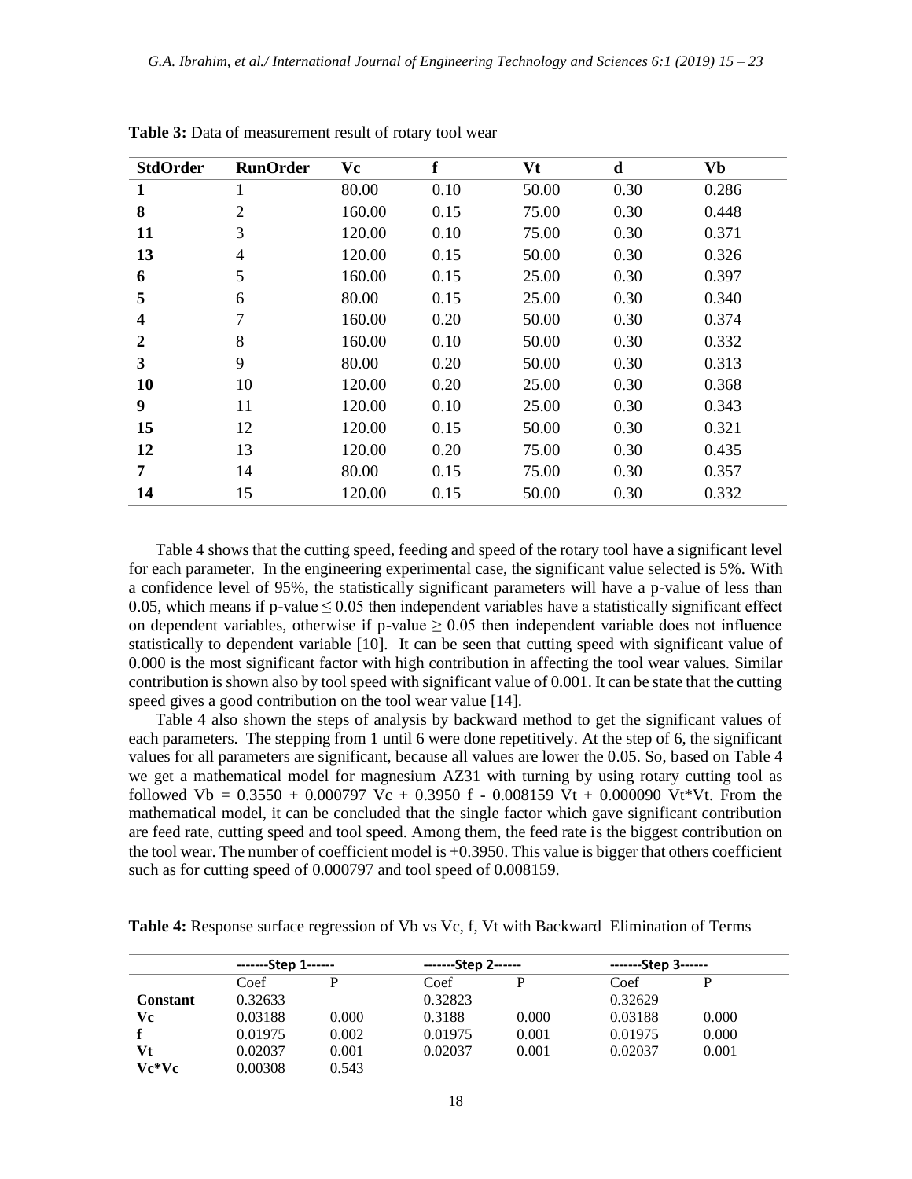**Table 3:** Data of measurement result of rotary tool wear

| StdOrder | RunOrder | Vc | f | Vt | d | Vb |
|---|---|---|---|---|---|---|
| **1** | 1 | 80.00 | 0.10 | 50.00 | 0.30 | 0.286 |
| **8** | 2 | 160.00 | 0.15 | 75.00 | 0.30 | 0.448 |
| **11** | 3 | 120.00 | 0.10 | 75.00 | 0.30 | 0.371 |
| **13** | 4 | 120.00 | 0.15 | 50.00 | 0.30 | 0.326 |
| **6** | 5 | 160.00 | 0.15 | 25.00 | 0.30 | 0.397 |
| **5** | 6 | 80.00 | 0.15 | 25.00 | 0.30 | 0.340 |
| **4** | 7 | 160.00 | 0.20 | 50.00 | 0.30 | 0.374 |
| **2** | 8 | 160.00 | 0.10 | 50.00 | 0.30 | 0.332 |
| **3** | 9 | 80.00 | 0.20 | 50.00 | 0.30 | 0.313 |
| **10** | 10 | 120.00 | 0.20 | 25.00 | 0.30 | 0.368 |
| **9** | 11 | 120.00 | 0.10 | 25.00 | 0.30 | 0.343 |
| **15** | 12 | 120.00 | 0.15 | 50.00 | 0.30 | 0.321 |
| **12** | 13 | 120.00 | 0.20 | 75.00 | 0.30 | 0.435 |
| **7** | 14 | 80.00 | 0.15 | 75.00 | 0.30 | 0.357 |
| **14** | 15 | 120.00 | 0.15 | 50.00 | 0.30 | 0.332 |

Table 4 shows that the cutting speed, feeding and speed of the rotary tool have a significant level for each parameter. In the engineering experimental case, the significant value selected is 5%. With a confidence level of 95%, the statistically significant parameters will have a p-value of less than 0.05, which means if p-value $\leq 0.05$ then independent variables have a statistically significant effect on dependent variables, otherwise if p-value $\geq 0.05$ then independent variable does not influence statistically to dependent variable [10]. It can be seen that cutting speed with significant value of 0.000 is the most significant factor with high contribution in affecting the tool wear values. Similar contribution is shown also by tool speed with significant value of 0.001. It can be state that the cutting speed gives a good contribution on the tool wear value [14].

Table 4 also shown the steps of analysis by backward method to get the significant values of each parameters. The stepping from 1 until 6 were done repetitively. At the step of 6, the significant values for all parameters are significant, because all values are lower the 0.05. So, based on Table 4 we get a mathematical model for magnesium AZ31 with turning by using rotary cutting tool as followed $Vb = 0.3550 + 0.000797\ Vc + 0.3950\ f - 0.008159\ Vt + 0.000090\ Vt{*}Vt$. From the mathematical model, it can be concluded that the single factor which gave significant contribution are feed rate, cutting speed and tool speed. Among them, the feed rate is the biggest contribution on the tool wear. The number of coefficient model is +0.3950. This value is bigger that others coefficient such as for cutting speed of 0.000797 and tool speed of 0.008159.

**Table 4:** Response surface regression of Vb vs Vc, f, Vt with Backward Elimination of Terms

| | -------Step 1------ | | -------Step 2------ | | -------Step 3------ | |
|---|---|---|---|---|---|---|
| | Coef | P | Coef | P | Coef | P |
| **Constant** | 0.32633 | | 0.32823 | | 0.32629 | |
| **Vc** | 0.03188 | 0.000 | 0.3188 | 0.000 | 0.03188 | 0.000 |
| **f** | 0.01975 | 0.002 | 0.01975 | 0.001 | 0.01975 | 0.000 |
| **Vt** | 0.02037 | 0.001 | 0.02037 | 0.001 | 0.02037 | 0.001 |
| **Vc*Vc** | 0.00308 | 0.543 | | | | |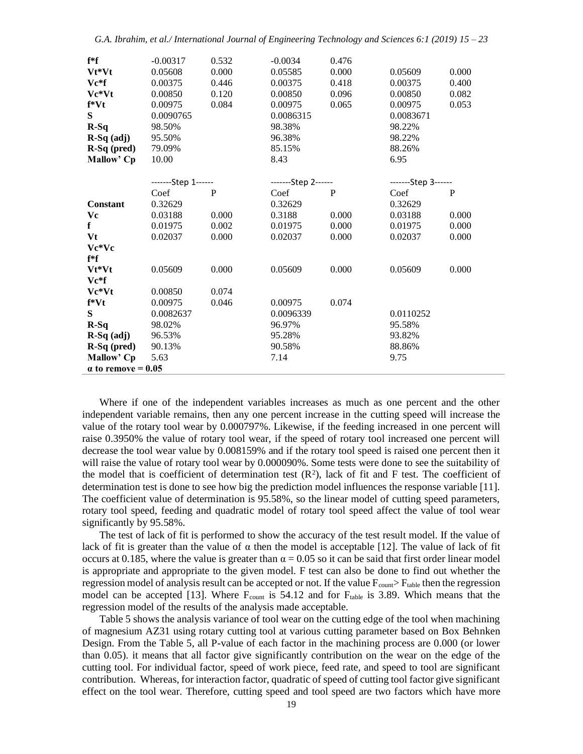| | | | | | | |
|---|---|---|---|---|---|---|
| **f*f** | -0.00317 | 0.532 | -0.0034 | 0.476 | | |
| **Vt*Vt** | 0.05608 | 0.000 | 0.05585 | 0.000 | 0.05609 | 0.000 |
| **Vc*f** | 0.00375 | 0.446 | 0.00375 | 0.418 | 0.00375 | 0.400 |
| **Vc*Vt** | 0.00850 | 0.120 | 0.00850 | 0.096 | 0.00850 | 0.082 |
| **f*Vt** | 0.00975 | 0.084 | 0.00975 | 0.065 | 0.00975 | 0.053 |
| **S** | 0.0090765 | | 0.0086315 | | 0.0083671 | |
| **R-Sq** | 98.50% | | 98.38% | | 98.22% | |
| **R-Sq (adj)** | 95.50% | | 96.38% | | 98.22% | |
| **R-Sq (pred)** | 79.09% | | 85.15% | | 88.26% | |
| **Mallow' Cp** | 10.00 | | 8.43 | | 6.95 | |

| | -------Step 1------ | | -------Step 2------ | | -------Step 3------ | |
|---|---|---|---|---|---|---|
| | Coef | P | Coef | P | Coef | P |
| **Constant** | 0.32629 | | 0.32629 | | 0.32629 | |
| **Vc** | 0.03188 | 0.000 | 0.3188 | 0.000 | 0.03188 | 0.000 |
| **f** | 0.01975 | 0.002 | 0.01975 | 0.000 | 0.01975 | 0.000 |
| **Vt** | 0.02037 | 0.000 | 0.02037 | 0.000 | 0.02037 | 0.000 |
| **Vc*Vc** | | | | | | |
| **f*f** | | | | | | |
| **Vt*Vt** | 0.05609 | 0.000 | 0.05609 | 0.000 | 0.05609 | 0.000 |
| **Vc*f** | | | | | | |
| **Vc*Vt** | 0.00850 | 0.074 | | | | |
| **f*Vt** | 0.00975 | 0.046 | 0.00975 | 0.074 | | |
| **S** | 0.0082637 | | 0.0096339 | | 0.0110252 | |
| **R-Sq** | 98.02% | | 96.97% | | 95.58% | |
| **R-Sq (adj)** | 96.53% | | 95.28% | | 93.82% | |
| **R-Sq (pred)** | 90.13% | | 90.58% | | 88.86% | |
| **Mallow' Cp** | 5.63 | | 7.14 | | 9.75 | |
| **α to remove = 0.05** | | | | | | |

Where if one of the independent variables increases as much as one percent and the other independent variable remains, then any one percent increase in the cutting speed will increase the value of the rotary tool wear by 0.000797%. Likewise, if the feeding increased in one percent will raise 0.3950% the value of rotary tool wear, if the speed of rotary tool increased one percent will decrease the tool wear value by 0.008159% and if the rotary tool speed is raised one percent then it will raise the value of rotary tool wear by 0.000090%. Some tests were done to see the suitability of the model that is coefficient of determination test ($R^2$), lack of fit and F test. The coefficient of determination test is done to see how big the prediction model influences the response variable [11]. The coefficient value of determination is 95.58%, so the linear model of cutting speed parameters, rotary tool speed, feeding and quadratic model of rotary tool speed affect the value of tool wear significantly by 95.58%.

The test of lack of fit is performed to show the accuracy of the test result model. If the value of lack of fit is greater than the value of α then the model is acceptable [12]. The value of lack of fit occurs at 0.185, where the value is greater than $\alpha = 0.05$ so it can be said that first order linear model is appropriate and appropriate to the given model. F test can also be done to find out whether the regression model of analysis result can be accepted or not. If the value $F_{count} > F_{table}$ then the regression model can be accepted [13]. Where $F_{count}$ is 54.12 and for $F_{table}$ is 3.89. Which means that the regression model of the results of the analysis made acceptable.

Table 5 shows the analysis variance of tool wear on the cutting edge of the tool when machining of magnesium AZ31 using rotary cutting tool at various cutting parameter based on Box Behnken Design. From the Table 5, all P-value of each factor in the machining process are 0.000 (or lower than 0.05). it means that all factor give significantly contribution on the wear on the edge of the cutting tool. For individual factor, speed of work piece, feed rate, and speed to tool are significant contribution. Whereas, for interaction factor, quadratic of speed of cutting tool factor give significant effect on the tool wear. Therefore, cutting speed and tool speed are two factors which have more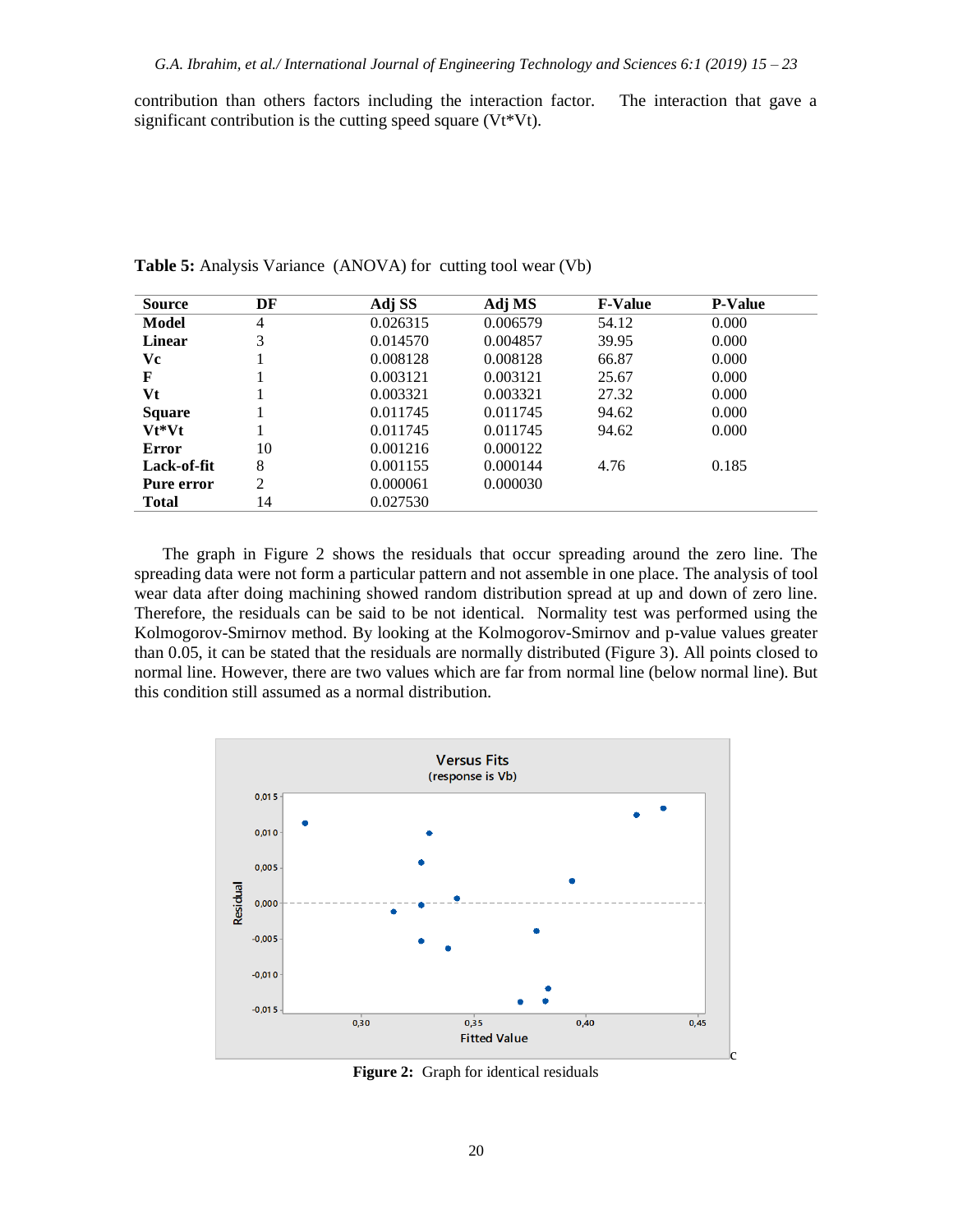contribution than others factors including the interaction factor. The interaction that gave a significant contribution is the cutting speed square (Vt*Vt).

**Table 5:** Analysis Variance (ANOVA) for cutting tool wear (Vb)

| Source | DF | Adj SS | Adj MS | F-Value | P-Value |
|---|---|---|---|---|---|
| **Model** | 4 | 0.026315 | 0.006579 | 54.12 | 0.000 |
| **Linear** | 3 | 0.014570 | 0.004857 | 39.95 | 0.000 |
| **Vc** | 1 | 0.008128 | 0.008128 | 66.87 | 0.000 |
| **F** | 1 | 0.003121 | 0.003121 | 25.67 | 0.000 |
| **Vt** | 1 | 0.003321 | 0.003321 | 27.32 | 0.000 |
| **Square** | 1 | 0.011745 | 0.011745 | 94.62 | 0.000 |
| **Vt*Vt** | 1 | 0.011745 | 0.011745 | 94.62 | 0.000 |
| **Error** | 10 | 0.001216 | 0.000122 | | |
| **Lack-of-fit** | 8 | 0.001155 | 0.000144 | 4.76 | 0.185 |
| **Pure error** | 2 | 0.000061 | 0.000030 | | |
| **Total** | 14 | 0.027530 | | | |

The graph in Figure 2 shows the residuals that occur spreading around the zero line. The spreading data were not form a particular pattern and not assemble in one place. The analysis of tool wear data after doing machining showed random distribution spread at up and down of zero line. Therefore, the residuals can be said to be not identical. Normality test was performed using the Kolmogorov-Smirnov method. By looking at the Kolmogorov-Smirnov and p-value values greater than 0.05, it can be stated that the residuals are normally distributed (Figure 3). All points closed to normal line. However, there are two values which are far from normal line (below normal line). But this condition still assumed as a normal distribution.

**Figure 2:** Graph for identical residuals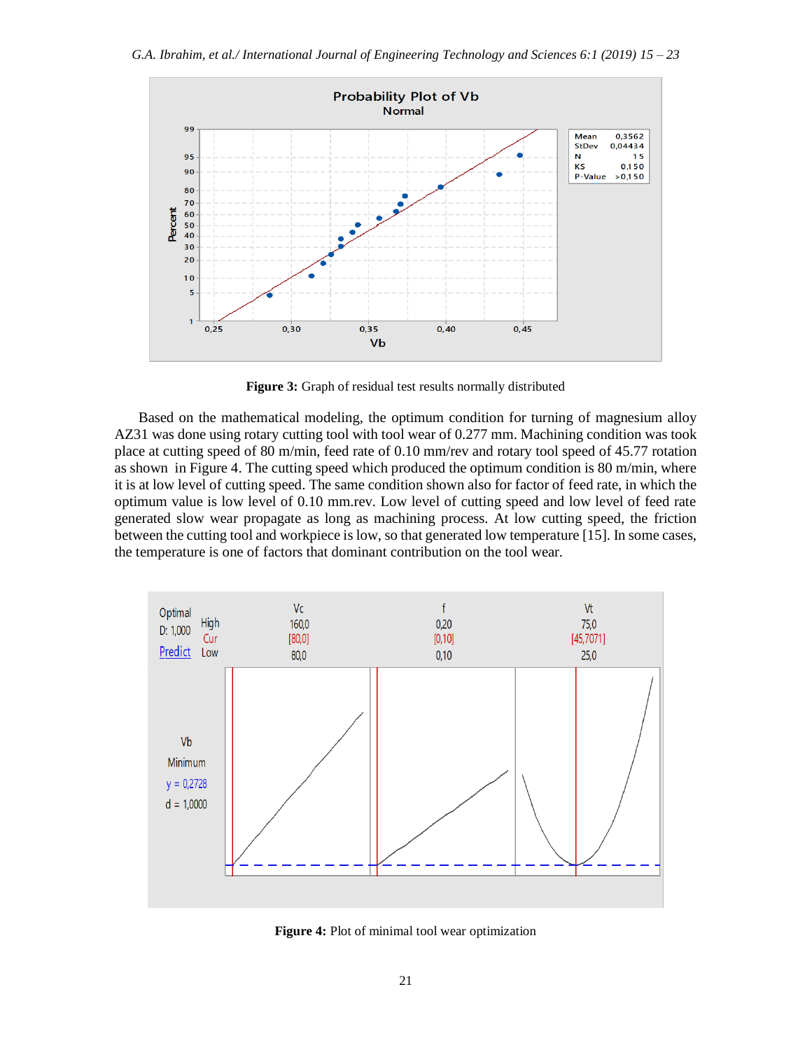**Figure 3:** Graph of residual test results normally distributed

Based on the mathematical modeling, the optimum condition for turning of magnesium alloy AZ31 was done using rotary cutting tool with tool wear of 0.277 mm. Machining condition was took place at cutting speed of 80 m/min, feed rate of 0.10 mm/rev and rotary tool speed of 45.77 rotation as shown in Figure 4. The cutting speed which produced the optimum condition is 80 m/min, where it is at low level of cutting speed. The same condition shown also for factor of feed rate, in which the optimum value is low level of 0.10 mm.rev. Low level of cutting speed and low level of feed rate generated slow wear propagate as long as machining process. At low cutting speed, the friction between the cutting tool and workpiece is low, so that generated low temperature [15]. In some cases, the temperature is one of factors that dominant contribution on the tool wear.

**Figure 4:** Plot of minimal tool wear optimization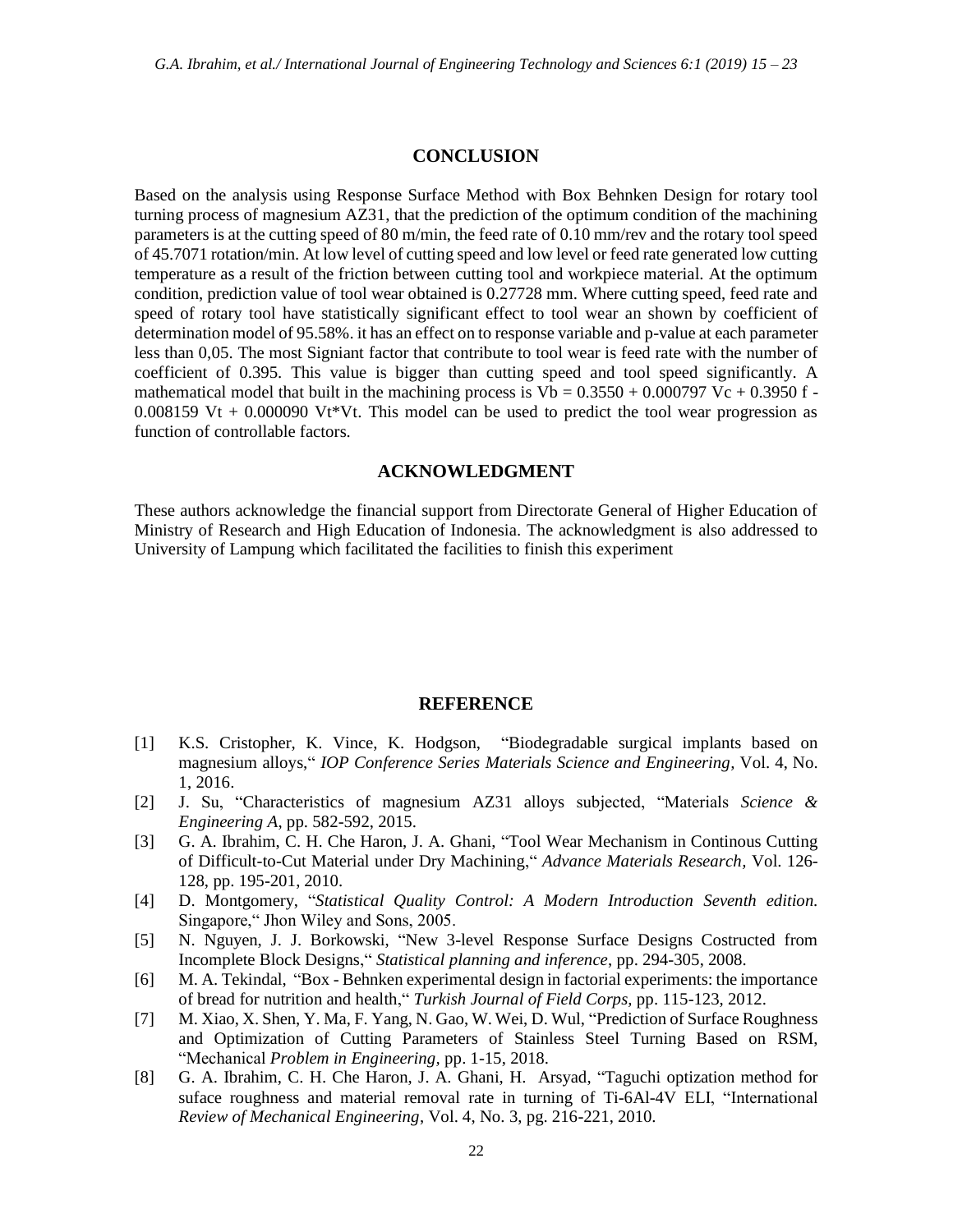## CONCLUSION

Based on the analysis using Response Surface Method with Box Behnken Design for rotary tool turning process of magnesium AZ31, that the prediction of the optimum condition of the machining parameters is at the cutting speed of 80 m/min, the feed rate of 0.10 mm/rev and the rotary tool speed of 45.7071 rotation/min. At low level of cutting speed and low level or feed rate generated low cutting temperature as a result of the friction between cutting tool and workpiece material. At the optimum condition, prediction value of tool wear obtained is 0.27728 mm. Where cutting speed, feed rate and speed of rotary tool have statistically significant effect to tool wear an shown by coefficient of determination model of 95.58%. it has an effect on to response variable and p-value at each parameter less than 0,05. The most Signiant factor that contribute to tool wear is feed rate with the number of coefficient of 0.395. This value is bigger than cutting speed and tool speed significantly. A mathematical model that built in the machining process is $Vb = 0.3550 + 0.000797\ Vc + 0.3950\ f - 0.008159\ Vt + 0.000090\ Vt*Vt$. This model can be used to predict the tool wear progression as function of controllable factors.

## ACKNOWLEDGMENT

These authors acknowledge the financial support from Directorate General of Higher Education of Ministry of Research and High Education of Indonesia. The acknowledgment is also addressed to University of Lampung which facilitated the facilities to finish this experiment

## REFERENCE

[1] K.S. Cristopher, K. Vince, K. Hodgson, "Biodegradable surgical implants based on magnesium alloys," *IOP Conference Series Materials Science and Engineering*, Vol. 4, No. 1, 2016.

[2] J. Su, "Characteristics of magnesium AZ31 alloys subjected, "Materials *Science & Engineering A*, pp. 582-592, 2015.

[3] G. A. Ibrahim, C. H. Che Haron, J. A. Ghani, "Tool Wear Mechanism in Continous Cutting of Difficult-to-Cut Material under Dry Machining," *Advance Materials Research*, Vol. 126-128, pp. 195-201, 2010.

[4] D. Montgomery, "*Statistical Quality Control: A Modern Introduction Seventh edition.* Singapore," Jhon Wiley and Sons, 2005.

[5] N. Nguyen, J. J. Borkowski, "New 3-level Response Surface Designs Costructed from Incomplete Block Designs," *Statistical planning and inference*, pp. 294-305, 2008.

[6] M. A. Tekindal, "Box - Behnken experimental design in factorial experiments: the importance of bread for nutrition and health," *Turkish Journal of Field Corps*, pp. 115-123, 2012.

[7] M. Xiao, X. Shen, Y. Ma, F. Yang, N. Gao, W. Wei, D. Wul, "Prediction of Surface Roughness and Optimization of Cutting Parameters of Stainless Steel Turning Based on RSM, "Mechanical *Problem in Engineering*, pp. 1-15, 2018.

[8] G. A. Ibrahim, C. H. Che Haron, J. A. Ghani, H. Arsyad, "Taguchi optization method for suface roughness and material removal rate in turning of Ti-6Al-4V ELI, "International *Review of Mechanical Engineering*, Vol. 4, No. 3, pg. 216-221, 2010.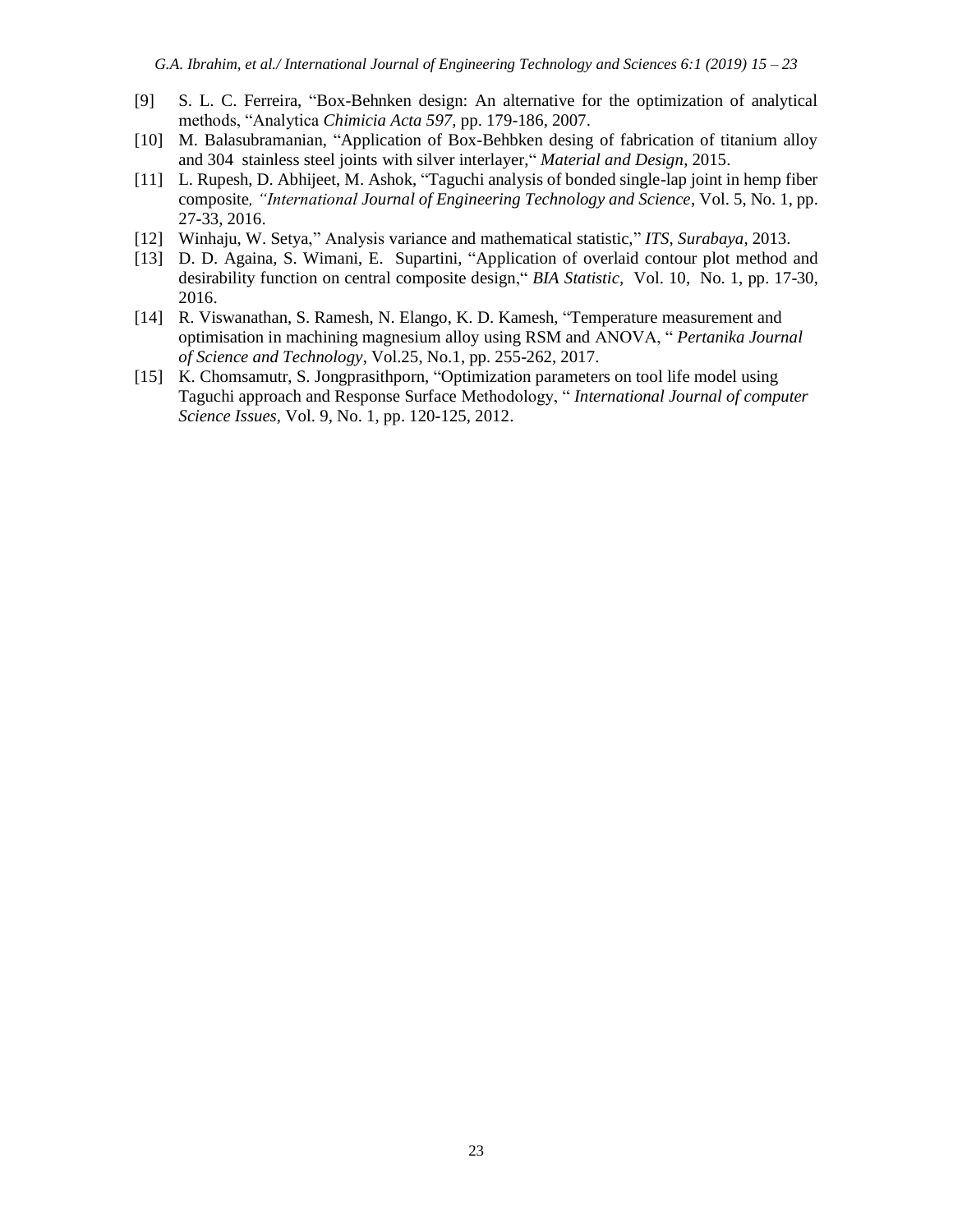[9] S. L. C. Ferreira, "Box-Behnken design: An alternative for the optimization of analytical methods, "Analytica *Chimicia Acta 597,* pp. 179-186, 2007.

[10] M. Balasubramanian, "Application of Box-Behbken desing of fabrication of titanium alloy and 304 stainless steel joints with silver interlayer," *Material and Design*, 2015.

[11] L. Rupesh, D. Abhijeet, M. Ashok, "Taguchi analysis of bonded single-lap joint in hemp fiber composite*, "International Journal of Engineering Technology and Science*, Vol. 5, No. 1, pp. 27-33, 2016.

[12] Winhaju, W. Setya," Analysis variance and mathematical statistic," *ITS, Surabaya*, 2013.

[13] D. D. Againa, S. Wimani, E. Supartini, "Application of overlaid contour plot method and desirability function on central composite design," *BIA Statistic,* Vol. 10, No. 1, pp. 17-30, 2016.

[14] R. Viswanathan, S. Ramesh, N. Elango, K. D. Kamesh, "Temperature measurement and optimisation in machining magnesium alloy using RSM and ANOVA, " *Pertanika Journal of Science and Technology*, Vol.25, No.1, pp. 255-262, 2017.

[15] K. Chomsamutr, S. Jongprasithporn, "Optimization parameters on tool life model using Taguchi approach and Response Surface Methodology, " *International Journal of computer Science Issues*, Vol. 9, No. 1, pp. 120-125, 2012.